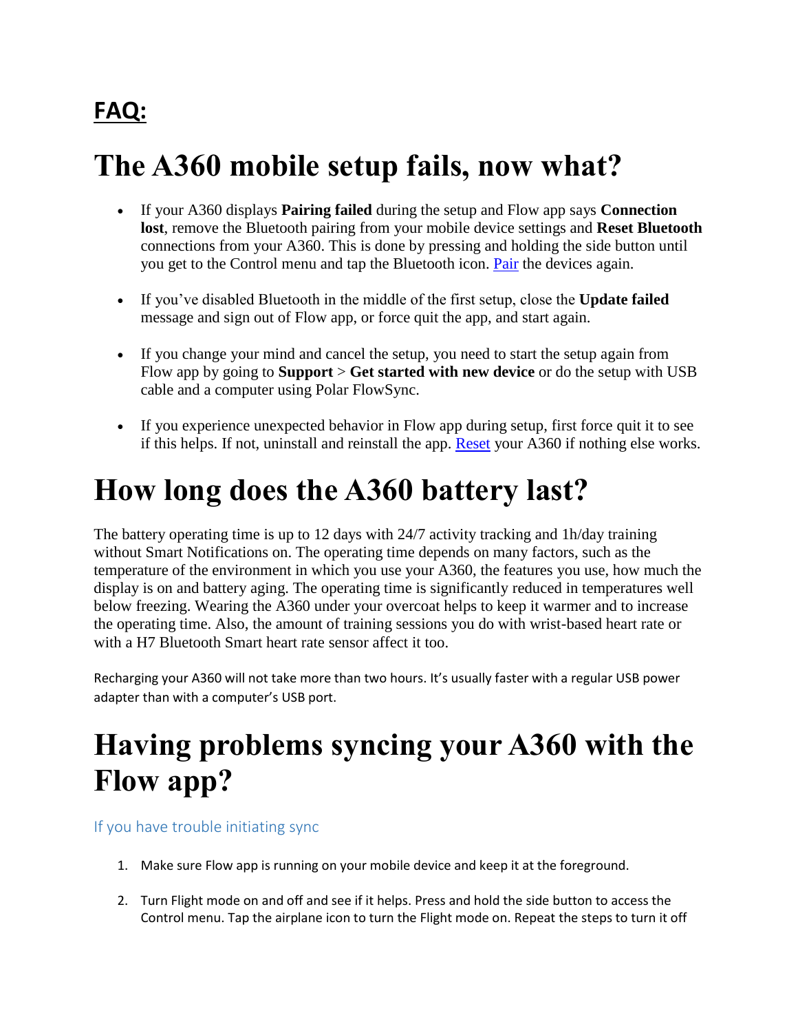## FAQ:

# The A360 mobile setup fails, now what?

- If your A360 displays **Pairing failed** during the setup and Flow app says **Connection lost**, remove the Bluetooth pairing from your mobile device settings and **Reset Bluetooth** connections from your A360. This is done by pressing and holding the side button until you get to the Control menu and tap the Bluetooth icon. Pair the devices again.
- If you've disabled Bluetooth in the middle of the first setup, close the **Update failed** message and sign out of Flow app, or force quit the app, and start again.
- If you change your mind and cancel the setup, you need to start the setup again from Flow app by going to **Support** > **Get started with new device** or do the setup with USB cable and a computer using Polar FlowSync.
- If you experience unexpected behavior in Flow app during setup, first force quit it to see if this helps. If not, uninstall and reinstall the app. Reset your A360 if nothing else works.

# How long does the A360 battery last?

The battery operating time is up to 12 days with 24/7 activity tracking and 1h/day training without Smart Notifications on. The operating time depends on many factors, such as the temperature of the environment in which you use your A360, the features you use, how much the display is on and battery aging. The operating time is significantly reduced in temperatures well below freezing. Wearing the A360 under your overcoat helps to keep it warmer and to increase the operating time. Also, the amount of training sessions you do with wrist-based heart rate or with a H7 Bluetooth Smart heart rate sensor affect it too.

Recharging your A360 will not take more than two hours. It's usually faster with a regular USB power adapter than with a computer's USB port.

# Having problems syncing your A360 with the Flow app?

### If you have trouble initiating sync

1. Make sure Flow app is running on your mobile device and keep it at the foreground.
2. Turn Flight mode on and off and see if it helps. Press and hold the side button to access the Control menu. Tap the airplane icon to turn the Flight mode on. Repeat the steps to turn it off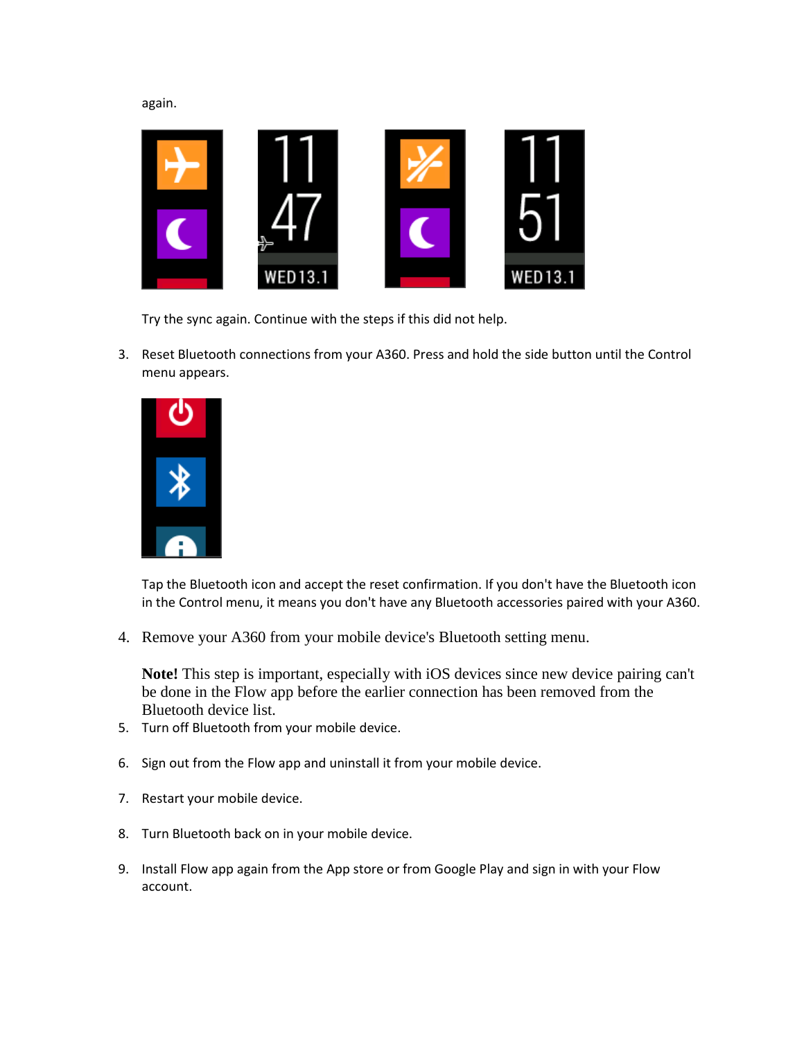again.

Try the sync again. Continue with the steps if this did not help.

3. Reset Bluetooth connections from your A360. Press and hold the side button until the Control menu appears.

   Tap the Bluetooth icon and accept the reset confirmation. If you don't have the Bluetooth icon in the Control menu, it means you don't have any Bluetooth accessories paired with your A360.

4. Remove your A360 from your mobile device's Bluetooth setting menu.

   **Note!** This step is important, especially with iOS devices since new device pairing can't be done in the Flow app before the earlier connection has been removed from the Bluetooth device list.

5. Turn off Bluetooth from your mobile device.

6. Sign out from the Flow app and uninstall it from your mobile device.

7. Restart your mobile device.

8. Turn Bluetooth back on in your mobile device.

9. Install Flow app again from the App store or from Google Play and sign in with your Flow account.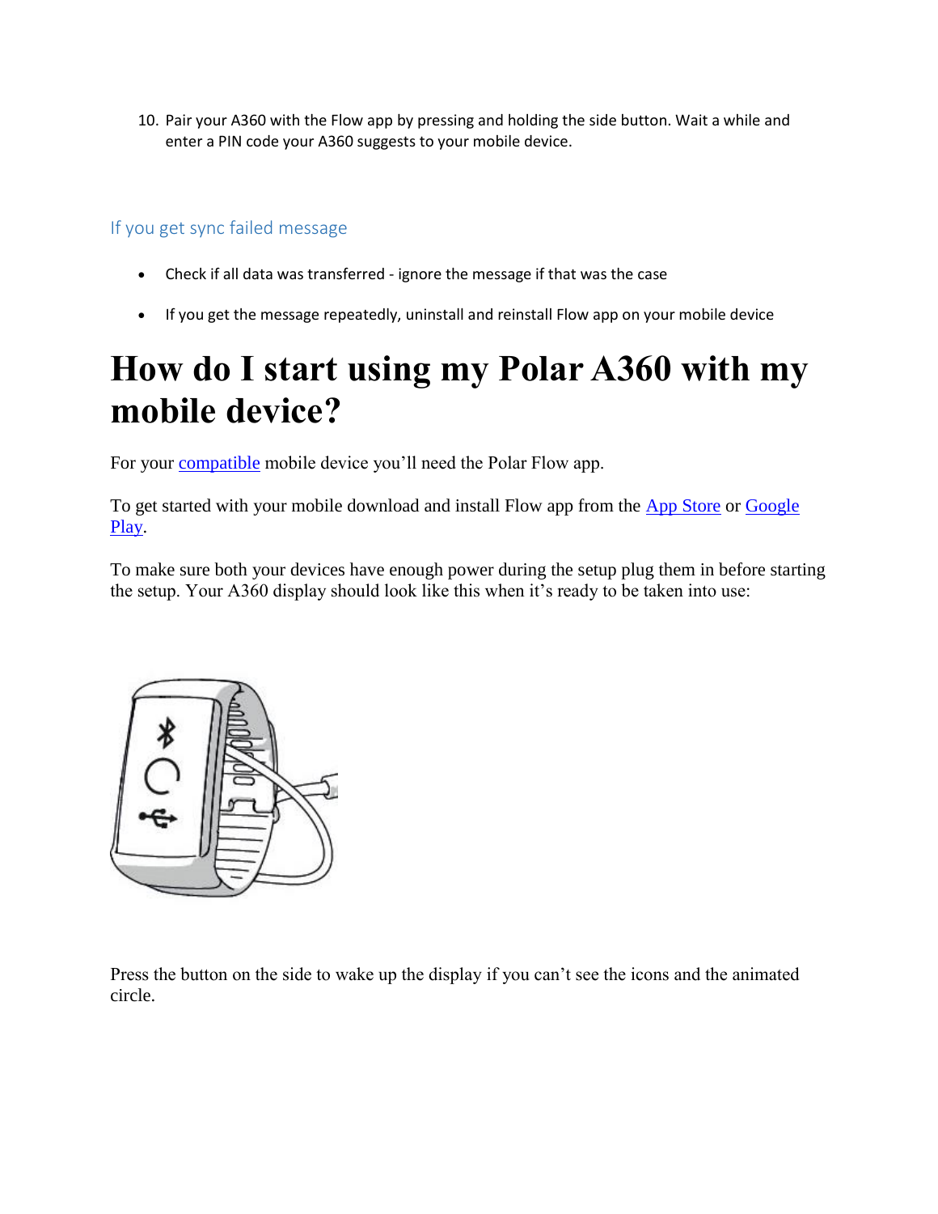10. Pair your A360 with the Flow app by pressing and holding the side button. Wait a while and enter a PIN code your A360 suggests to your mobile device.

### If you get sync failed message

- Check if all data was transferred - ignore the message if that was the case
- If you get the message repeatedly, uninstall and reinstall Flow app on your mobile device

# How do I start using my Polar A360 with my mobile device?

For your compatible mobile device you'll need the Polar Flow app.

To get started with your mobile download and install Flow app from the App Store or Google Play.

To make sure both your devices have enough power during the setup plug them in before starting the setup. Your A360 display should look like this when it's ready to be taken into use:

Press the button on the side to wake up the display if you can't see the icons and the animated circle.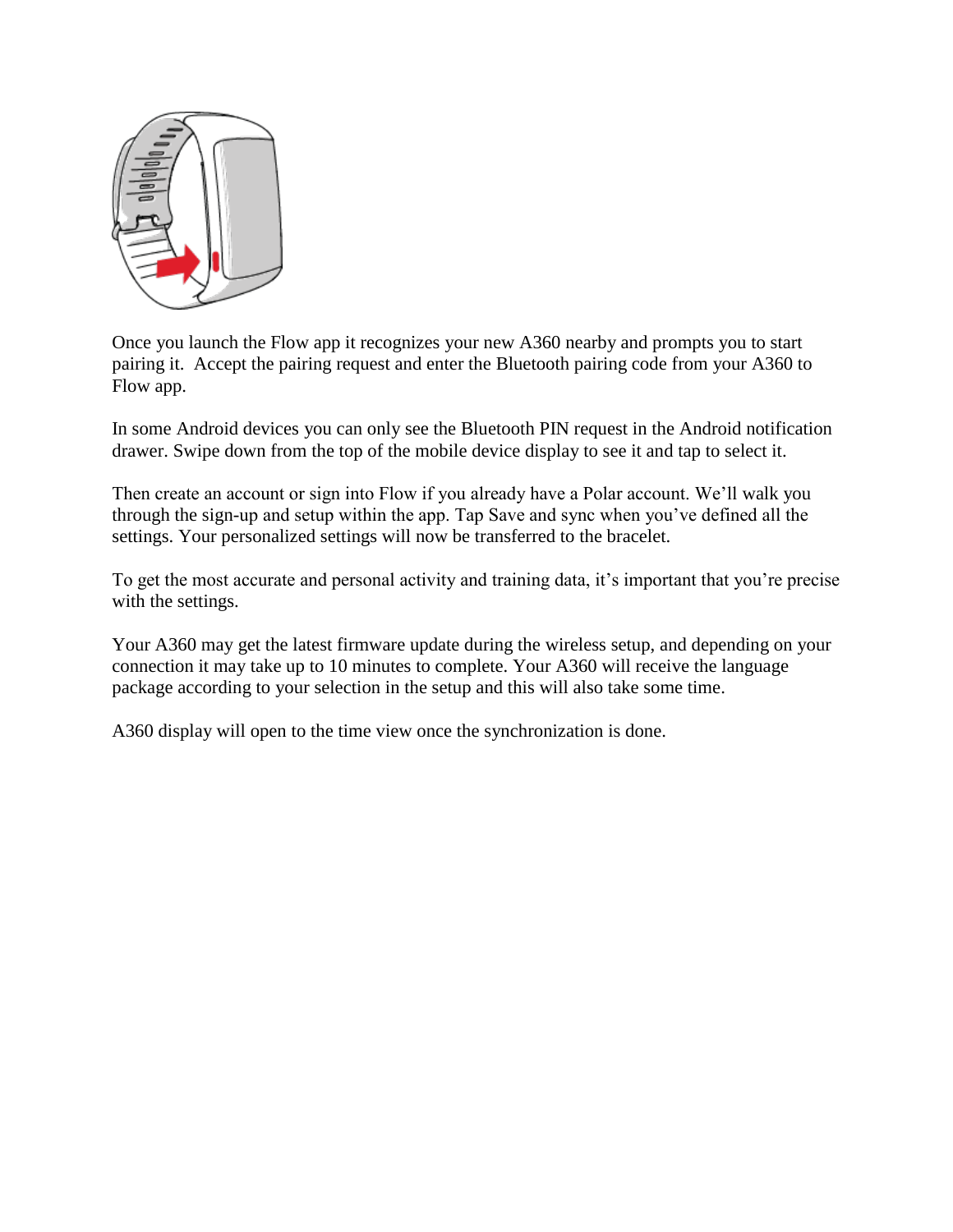Once you launch the Flow app it recognizes your new A360 nearby and prompts you to start pairing it.  Accept the pairing request and enter the Bluetooth pairing code from your A360 to Flow app.

In some Android devices you can only see the Bluetooth PIN request in the Android notification drawer. Swipe down from the top of the mobile device display to see it and tap to select it.

Then create an account or sign into Flow if you already have a Polar account. We'll walk you through the sign-up and setup within the app. Tap Save and sync when you've defined all the settings. Your personalized settings will now be transferred to the bracelet.

To get the most accurate and personal activity and training data, it's important that you're precise with the settings.

Your A360 may get the latest firmware update during the wireless setup, and depending on your connection it may take up to 10 minutes to complete. Your A360 will receive the language package according to your selection in the setup and this will also take some time.

A360 display will open to the time view once the synchronization is done.